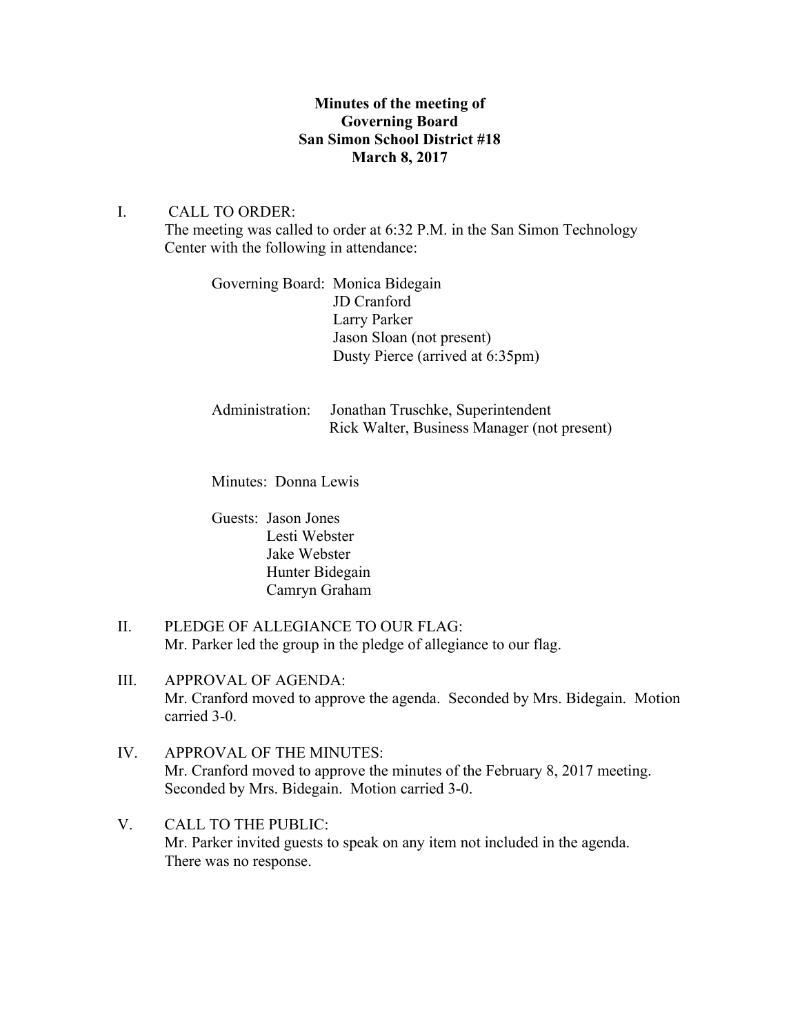**Minutes of the meeting of**
**Governing Board**
**San Simon School District #18**
**March 8, 2017**

I. CALL TO ORDER:
The meeting was called to order at 6:32 P.M. in the San Simon Technology Center with the following in attendance:

Governing Board: Monica Bidegain
JD Cranford
Larry Parker
Jason Sloan (not present)
Dusty Pierce (arrived at 6:35pm)

Administration: Jonathan Truschke, Superintendent
Rick Walter, Business Manager (not present)

Minutes: Donna Lewis

Guests: Jason Jones
Lesti Webster
Jake Webster
Hunter Bidegain
Camryn Graham

II. PLEDGE OF ALLEGIANCE TO OUR FLAG:
Mr. Parker led the group in the pledge of allegiance to our flag.

III. APPROVAL OF AGENDA:
Mr. Cranford moved to approve the agenda. Seconded by Mrs. Bidegain. Motion carried 3-0.

IV. APPROVAL OF THE MINUTES:
Mr. Cranford moved to approve the minutes of the February 8, 2017 meeting. Seconded by Mrs. Bidegain. Motion carried 3-0.

V. CALL TO THE PUBLIC:
Mr. Parker invited guests to speak on any item not included in the agenda. There was no response.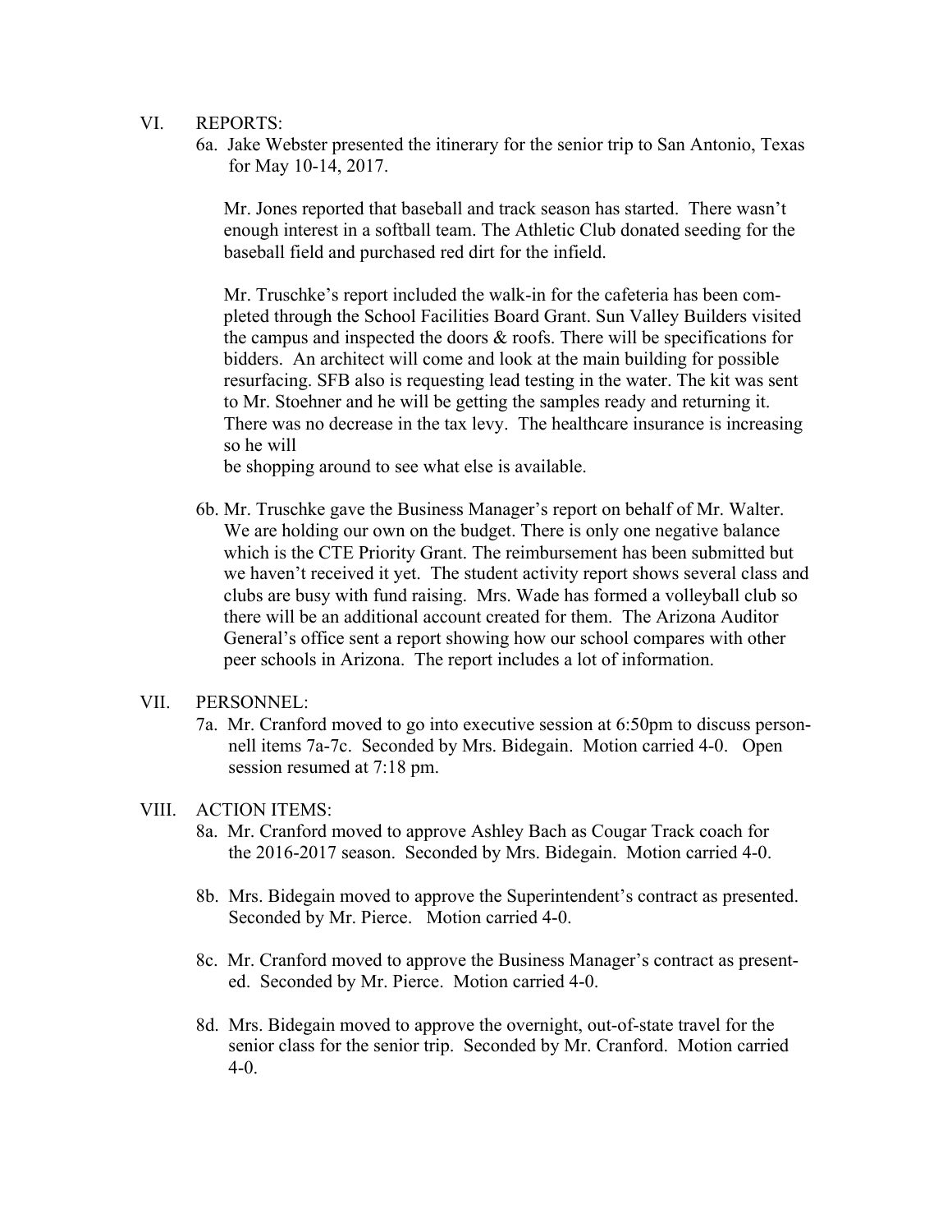## VI. REPORTS:

6a. Jake Webster presented the itinerary for the senior trip to San Antonio, Texas for May 10-14, 2017.

Mr. Jones reported that baseball and track season has started. There wasn't enough interest in a softball team. The Athletic Club donated seeding for the baseball field and purchased red dirt for the infield.

Mr. Truschke's report included the walk-in for the cafeteria has been completed through the School Facilities Board Grant. Sun Valley Builders visited the campus and inspected the doors & roofs. There will be specifications for bidders. An architect will come and look at the main building for possible resurfacing. SFB also is requesting lead testing in the water. The kit was sent to Mr. Stoehner and he will be getting the samples ready and returning it. There was no decrease in the tax levy. The healthcare insurance is increasing so he will
be shopping around to see what else is available.

6b. Mr. Truschke gave the Business Manager's report on behalf of Mr. Walter. We are holding our own on the budget. There is only one negative balance which is the CTE Priority Grant. The reimbursement has been submitted but we haven't received it yet. The student activity report shows several class and clubs are busy with fund raising. Mrs. Wade has formed a volleyball club so there will be an additional account created for them. The Arizona Auditor General's office sent a report showing how our school compares with other peer schools in Arizona. The report includes a lot of information.

## VII. PERSONNEL:

7a. Mr. Cranford moved to go into executive session at 6:50pm to discuss personnell items 7a-7c. Seconded by Mrs. Bidegain. Motion carried 4-0. Open session resumed at 7:18 pm.

## VIII. ACTION ITEMS:

8a. Mr. Cranford moved to approve Ashley Bach as Cougar Track coach for the 2016-2017 season. Seconded by Mrs. Bidegain. Motion carried 4-0.

8b. Mrs. Bidegain moved to approve the Superintendent's contract as presented. Seconded by Mr. Pierce. Motion carried 4-0.

8c. Mr. Cranford moved to approve the Business Manager's contract as presented. Seconded by Mr. Pierce. Motion carried 4-0.

8d. Mrs. Bidegain moved to approve the overnight, out-of-state travel for the senior class for the senior trip. Seconded by Mr. Cranford. Motion carried 4-0.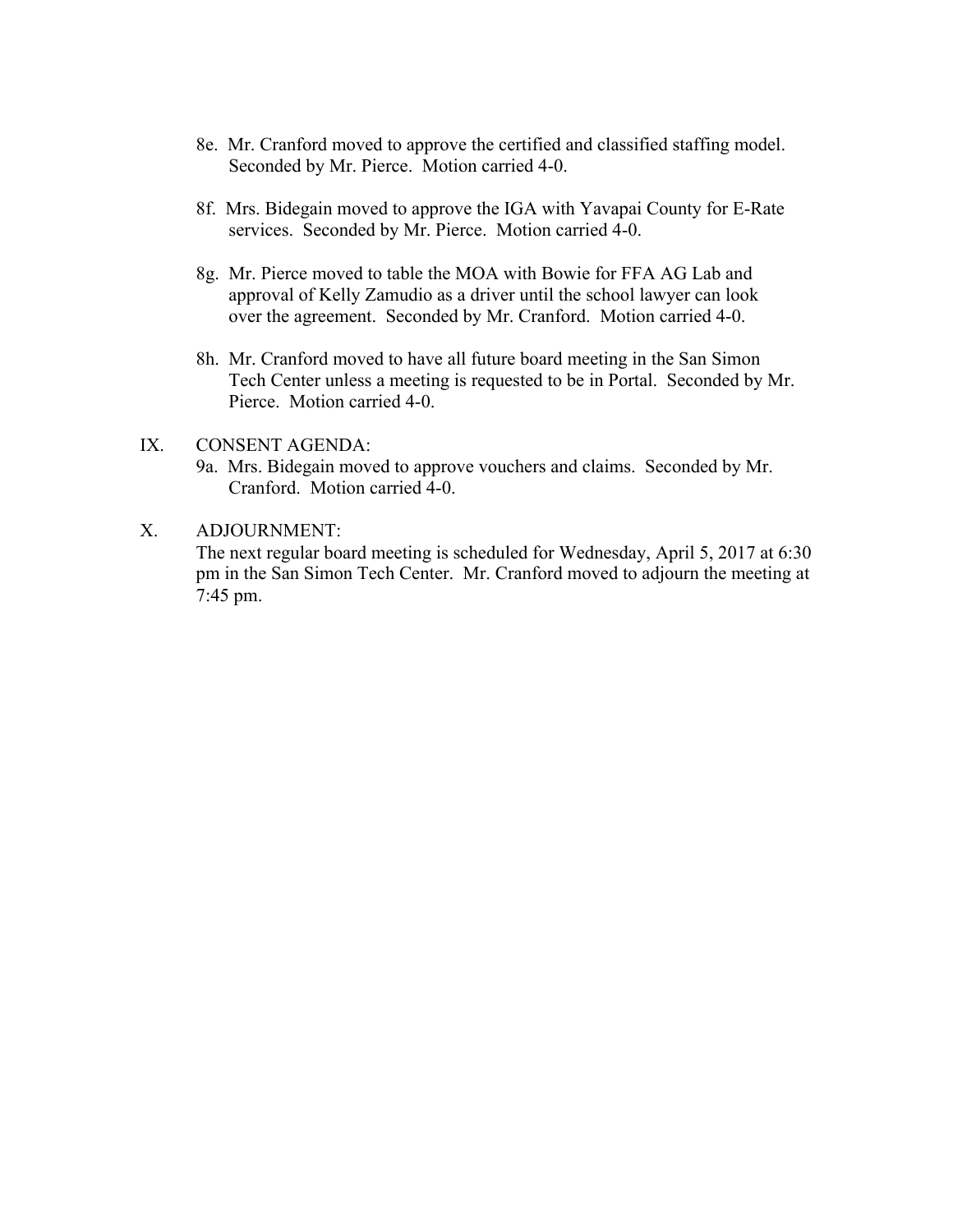8e. Mr. Cranford moved to approve the certified and classified staffing model. Seconded by Mr. Pierce. Motion carried 4-0.

8f. Mrs. Bidegain moved to approve the IGA with Yavapai County for E-Rate services. Seconded by Mr. Pierce. Motion carried 4-0.

8g. Mr. Pierce moved to table the MOA with Bowie for FFA AG Lab and approval of Kelly Zamudio as a driver until the school lawyer can look over the agreement. Seconded by Mr. Cranford. Motion carried 4-0.

8h. Mr. Cranford moved to have all future board meeting in the San Simon Tech Center unless a meeting is requested to be in Portal. Seconded by Mr. Pierce. Motion carried 4-0.

## IX. CONSENT AGENDA:

9a. Mrs. Bidegain moved to approve vouchers and claims. Seconded by Mr. Cranford. Motion carried 4-0.

## X. ADJOURNMENT:

The next regular board meeting is scheduled for Wednesday, April 5, 2017 at 6:30 pm in the San Simon Tech Center. Mr. Cranford moved to adjourn the meeting at 7:45 pm.